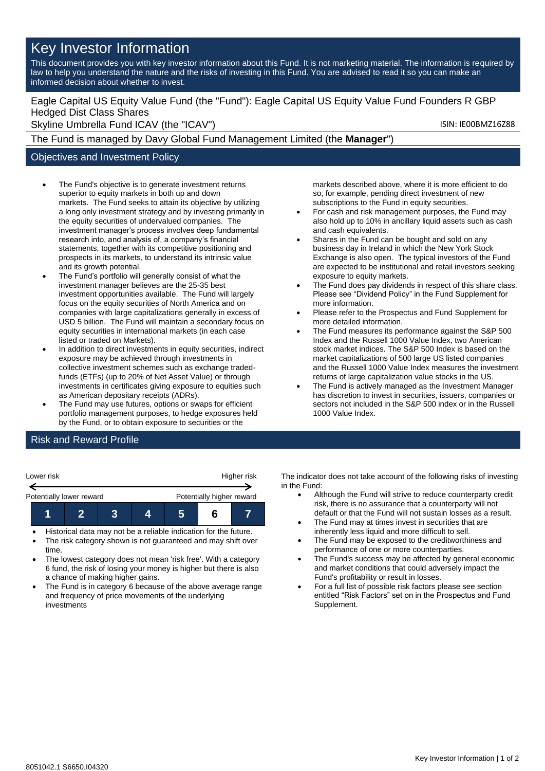# Key Investor Information

This document provides you with key investor information about this Fund. It is not marketing material. The information is required by law to help you understand the nature and the risks of investing in this Fund. You are advised to read it so you can make an informed decision about whether to invest.

Eagle Capital US Equity Value Fund (the "Fund"): Eagle Capital US Equity Value Fund Founders R GBP Hedged Dist Class Shares

Skyline Umbrella Fund ICAV (the "ICAV")

ISIN: IE00BMZ16Z88

The Fund is managed by Davy Global Fund Management Limited (the **Manager**")

## Objectives and Investment Policy

- The Fund's objective is to generate investment returns superior to equity markets in both up and down markets. The Fund seeks to attain its objective by utilizing a long only investment strategy and by investing primarily in the equity securities of undervalued companies. The investment manager's process involves deep fundamental research into, and analysis of, a company's financial statements, together with its competitive positioning and prospects in its markets, to understand its intrinsic value and its growth potential.
- The Fund's portfolio will generally consist of what the investment manager believes are the 25-35 best investment opportunities available. The Fund will largely focus on the equity securities of North America and on companies with large capitalizations generally in excess of USD 5 billion. The Fund will maintain a secondary focus on equity securities in international markets (in each case listed or traded on Markets).
- In addition to direct investments in equity securities, indirect exposure may be achieved through investments in collective investment schemes such as exchange traded-funds (ETFs) (up to 20% of Net Asset Value) or through investments in certificates giving exposure to equities such as American depositary receipts (ADRs).
- The Fund may use futures, options or swaps for efficient portfolio management purposes, to hedge exposures held by the Fund, or to obtain exposure to securities or the markets described above, where it is more efficient to do so, for example, pending direct investment of new subscriptions to the Fund in equity securities.
- For cash and risk management purposes, the Fund may also hold up to 10% in ancillary liquid assets such as cash and cash equivalents.
- Shares in the Fund can be bought and sold on any business day in Ireland in which the New York Stock Exchange is also open. The typical investors of the Fund are expected to be institutional and retail investors seeking exposure to equity markets.
- The Fund does pay dividends in respect of this share class. Please see "Dividend Policy" in the Fund Supplement for more information.
- Please refer to the Prospectus and Fund Supplement for more detailed information.
- The Fund measures its performance against the S&P 500 Index and the Russell 1000 Value Index, two American stock market indices. The S&P 500 Index is based on the market capitalizations of 500 large US listed companies and the Russell 1000 Value Index measures the investment returns of large capitalization value stocks in the US.
- The Fund is actively managed as the Investment Manager has discretion to invest in securities, issuers, companies or sectors not included in the S&P 500 index or in the Russell 1000 Value Index.

## Risk and Reward Profile

Lower risk ← → Higher risk

Potentially lower reward — Potentially higher reward

| 1 | 2 | 3 | 4 | 5 | **6** | 7 |
|---|---|---|---|---|---|---|

- Historical data may not be a reliable indication for the future.
- The risk category shown is not guaranteed and may shift over time.
- The lowest category does not mean 'risk free'. With a category 6 fund, the risk of losing your money is higher but there is also a chance of making higher gains.
- The Fund is in category 6 because of the above average range and frequency of price movements of the underlying investments

The indicator does not take account of the following risks of investing in the Fund:

- Although the Fund will strive to reduce counterparty credit risk, there is no assurance that a counterparty will not default or that the Fund will not sustain losses as a result.
- The Fund may at times invest in securities that are inherently less liquid and more difficult to sell.
- The Fund may be exposed to the creditworthiness and performance of one or more counterparties.
- The Fund's success may be affected by general economic and market conditions that could adversely impact the Fund's profitability or result in losses.
- For a full list of possible risk factors please see section entitled "Risk Factors" set on in the Prospectus and Fund Supplement.

8051042.1 S6650.I04320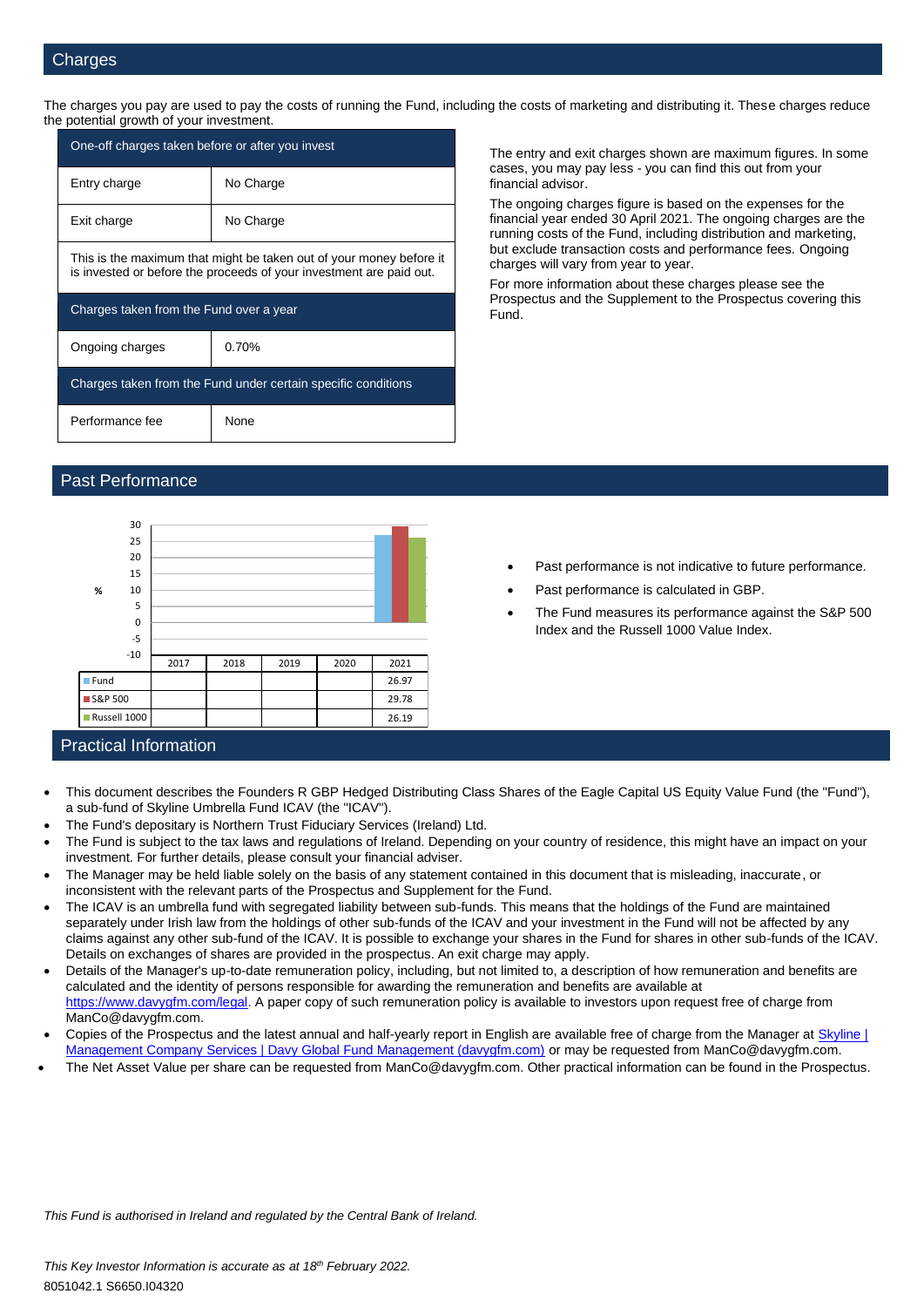## Charges

The charges you pay are used to pay the costs of running the Fund, including the costs of marketing and distributing it. These charges reduce the potential growth of your investment.

| One-off charges taken before or after you invest | |
|---|---|
| Entry charge | No Charge |
| Exit charge | No Charge |
| This is the maximum that might be taken out of your money before it is invested or before the proceeds of your investment are paid out. | |
| **Charges taken from the Fund over a year** | |
| Ongoing charges | 0.70% |
| **Charges taken from the Fund under certain specific conditions** | |
| Performance fee | None |

The entry and exit charges shown are maximum figures. In some cases, you may pay less - you can find this out from your financial advisor.

The ongoing charges figure is based on the expenses for the financial year ended 30 April 2021. The ongoing charges are the running costs of the Fund, including distribution and marketing, but exclude transaction costs and performance fees. Ongoing charges will vary from year to year.

For more information about these charges please see the Prospectus and the Supplement to the Prospectus covering this Fund.

## Past Performance

%

30
25
20
15
10
5
0
-5
-10

2017 2018 2019 2020 2021

Fund 26.97
S&P 500 29.78
Russell 1000 26.19

- Past performance is not indicative to future performance.
- Past performance is calculated in GBP.
- The Fund measures its performance against the S&P 500 Index and the Russell 1000 Value Index.

## Practical Information

- This document describes the Founders R GBP Hedged Distributing Class Shares of the Eagle Capital US Equity Value Fund (the "Fund"), a sub-fund of Skyline Umbrella Fund ICAV (the "ICAV").
- The Fund's depositary is Northern Trust Fiduciary Services (Ireland) Ltd.
- The Fund is subject to the tax laws and regulations of Ireland. Depending on your country of residence, this might have an impact on your investment. For further details, please consult your financial adviser.
- The Manager may be held liable solely on the basis of any statement contained in this document that is misleading, inaccurate, or inconsistent with the relevant parts of the Prospectus and Supplement for the Fund.
- The ICAV is an umbrella fund with segregated liability between sub-funds. This means that the holdings of the Fund are maintained separately under Irish law from the holdings of other sub-funds of the ICAV and your investment in the Fund will not be affected by any claims against any other sub-fund of the ICAV. It is possible to exchange your shares in the Fund for shares in other sub-funds of the ICAV. Details on exchanges of shares are provided in the prospectus. An exit charge may apply.
- Details of the Manager's up-to-date remuneration policy, including, but not limited to, a description of how remuneration and benefits are calculated and the identity of persons responsible for awarding the remuneration and benefits are available at https://www.davygfm.com/legal. A paper copy of such remuneration policy is available to investors upon request free of charge from ManCo@davygfm.com.
- Copies of the Prospectus and the latest annual and half-yearly report in English are available free of charge from the Manager at Skyline | Management Company Services | Davy Global Fund Management (davygfm.com) or may be requested from ManCo@davygfm.com.
- The Net Asset Value per share can be requested from ManCo@davygfm.com. Other practical information can be found in the Prospectus.

*This Fund is authorised in Ireland and regulated by the Central Bank of Ireland.*

*This Key Investor Information is accurate as at 18th February 2022.*

8051042.1 S6650.I04320